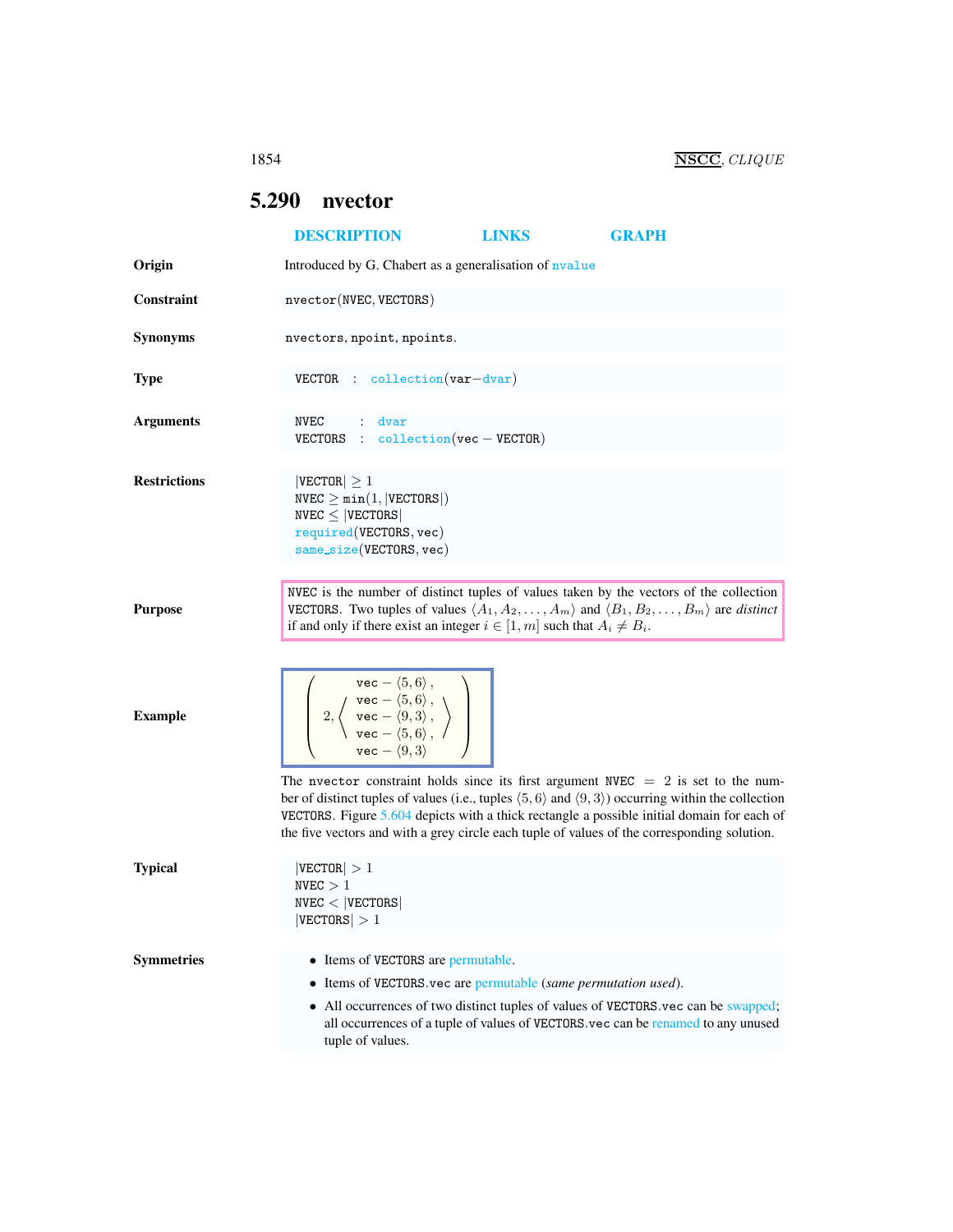## 5.290 nvector

DESCRIPTION LINKS GRAPH

**Origin**

Introduced by G. Chabert as a generalisation of nvalue

**Constraint**

nvector(NVEC, VECTORS)

**Synonyms**

nvectors, npoint, npoints.

**Type**

VECTOR : collection(var−dvar)

**Arguments**

NVEC : dvar
VECTORS : collection(vec − VECTOR)

**Restrictions**

$|\texttt{VECTOR}| \geq 1$
$\texttt{NVEC} \geq \texttt{min}(1, |\texttt{VECTORS}|)$
$\texttt{NVEC} \leq |\texttt{VECTORS}|$
required(VECTORS, vec)
same_size(VECTORS, vec)

**Purpose**

NVEC is the number of distinct tuples of values taken by the vectors of the collection VECTORS. Two tuples of values $\langle A_1, A_2, \ldots, A_m\rangle$ and $\langle B_1, B_2, \ldots, B_m\rangle$ are *distinct* if and only if there exist an integer $i \in [1, m]$ such that $A_i \neq B_i$.

**Example**

$$\left(2, \left\langle \begin{array}{l} \texttt{vec} - \langle 5, 6\rangle, \\ \texttt{vec} - \langle 5, 6\rangle, \\ \texttt{vec} - \langle 9, 3\rangle, \\ \texttt{vec} - \langle 5, 6\rangle, \\ \texttt{vec} - \langle 9, 3\rangle \end{array} \right\rangle \right)$$

The nvector constraint holds since its first argument NVEC = 2 is set to the number of distinct tuples of values (i.e., tuples $\langle 5, 6\rangle$ and $\langle 9, 3\rangle$) occurring within the collection VECTORS. Figure 5.604 depicts with a thick rectangle a possible initial domain for each of the five vectors and with a grey circle each tuple of values of the corresponding solution.

**Typical**

$|\texttt{VECTOR}| > 1$
$\texttt{NVEC} > 1$
$\texttt{NVEC} < |\texttt{VECTORS}|$
$|\texttt{VECTORS}| > 1$

**Symmetries**

- Items of VECTORS are permutable.
- Items of VECTORS.vec are permutable (*same permutation used*).
- All occurrences of two distinct tuples of values of VECTORS.vec can be swapped; all occurrences of a tuple of values of VECTORS.vec can be renamed to any unused tuple of values.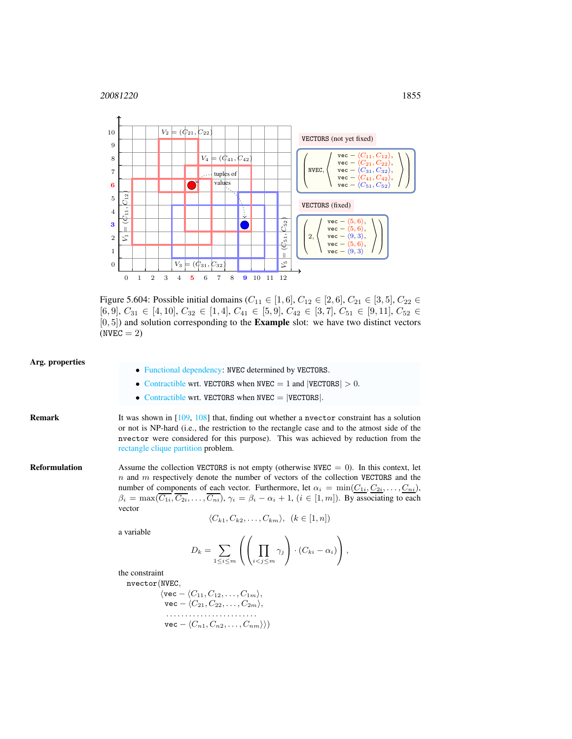Figure 5.604: Possible initial domains ($C_{11} \in [1,6]$, $C_{12} \in [2,6]$, $C_{21} \in [3,5]$, $C_{22} \in [6,9]$, $C_{31} \in [4,10]$, $C_{32} \in [1,4]$, $C_{41} \in [5,9]$, $C_{42} \in [3,7]$, $C_{51} \in [9,11]$, $C_{52} \in [0,5]$) and solution corresponding to the **Example** slot: we have two distinct vectors ($\texttt{NVEC} = 2$)

**Arg. properties**

- Functional dependency: NVEC determined by VECTORS.
- Contractible wrt. VECTORS when NVEC $= 1$ and $|\texttt{VECTORS}| > 0$.
- Contractible wrt. VECTORS when NVEC $= |\texttt{VECTORS}|$.

**Remark**

It was shown in [109, 108] that, finding out whether a `nvector` constraint has a solution or not is NP-hard (i.e., the restriction to the rectangle case and to the atmost side of the `nvector` were considered for this purpose). This was achieved by reduction from the rectangle clique partition problem.

**Reformulation**

Assume the collection VECTORS is not empty (otherwise NVEC $= 0$). In this context, let $n$ and $m$ respectively denote the number of vectors of the collection VECTORS and the number of components of each vector. Furthermore, let $\alpha_i = \min(\underline{C_{1i}}, \underline{C_{2i}}, \ldots, \underline{C_{ni}})$, $\beta_i = \max(\overline{C_{1i}}, \overline{C_{2i}}, \ldots, \overline{C_{ni}})$, $\gamma_i = \beta_i - \alpha_i + 1$, ($i \in [1, m]$). By associating to each vector

$$\langle C_{k1}, C_{k2}, \ldots, C_{km} \rangle, \quad (k \in [1, n])$$

a variable

$$D_k = \sum_{1 \leq i \leq m} \left( \left( \prod_{i < j \leq m} \gamma_j \right) \cdot (C_{ki} - \alpha_i) \right),$$

the constraint

```
nvector(NVEC,
        ⟨vec − ⟨C11, C12, ..., C1m⟩,
         vec − ⟨C21, C22, ..., C2m⟩,
         ........................
         vec − ⟨Cn1, Cn2, ..., Cnm⟩⟩)
```

$$\texttt{nvector}(\texttt{NVEC}, \langle \texttt{vec} - \langle C_{11}, C_{12}, \ldots, C_{1m} \rangle, \texttt{vec} - \langle C_{21}, C_{22}, \ldots, C_{2m} \rangle, \ldots, \texttt{vec} - \langle C_{n1}, C_{n2}, \ldots, C_{nm} \rangle \rangle)$$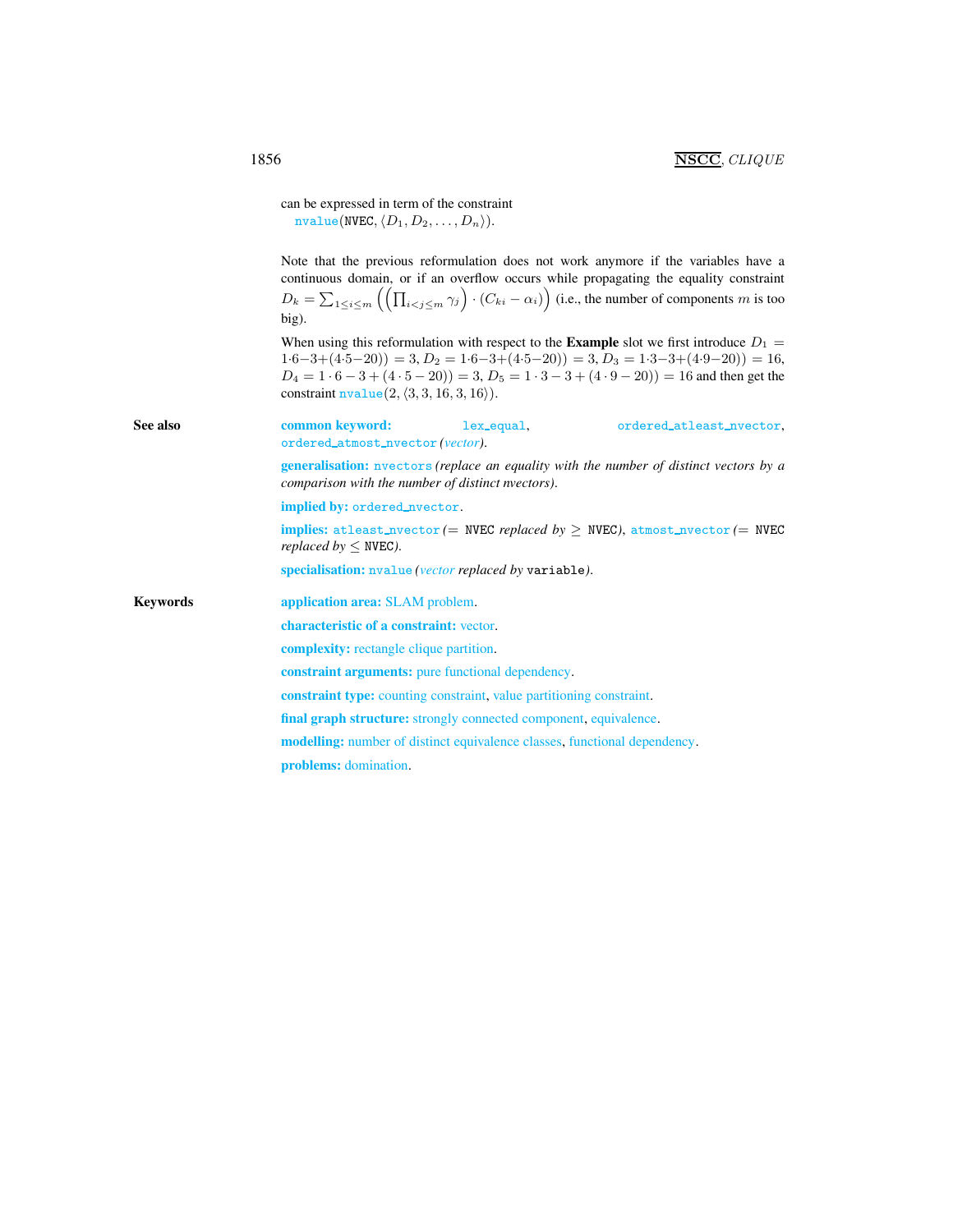can be expressed in term of the constraint
`nvalue`(NVEC, $\langle D_1, D_2, \ldots, D_n \rangle$).

Note that the previous reformulation does not work anymore if the variables have a continuous domain, or if an overflow occurs while propagating the equality constraint $D_k = \sum_{1 \leq i \leq m} \left( \left( \prod_{i<j\leq m} \gamma_j \right) \cdot (C_{ki} - \alpha_i) \right)$ (i.e., the number of components $m$ is too big).

When using this reformulation with respect to the **Example** slot we first introduce $D_1 = 1 \cdot 6 - 3 + (4 \cdot 5 - 20)) = 3$, $D_2 = 1 \cdot 6 - 3 + (4 \cdot 5 - 20)) = 3$, $D_3 = 1 \cdot 3 - 3 + (4 \cdot 9 - 20)) = 16$, $D_4 = 1 \cdot 6 - 3 + (4 \cdot 5 - 20)) = 3$, $D_5 = 1 \cdot 3 - 3 + (4 \cdot 9 - 20)) = 16$ and then get the constraint `nvalue`(2, $\langle 3, 3, 16, 3, 16 \rangle$).

**See also**

**common keyword:** `lex_equal`, `ordered_atleast_nvector`, `ordered_atmost_nvector` *(vector)*.

**generalisation:** `nvectors` *(replace an equality with the number of distinct vectors by a comparison with the number of distinct nvectors)*.

**implied by:** `ordered_nvector`.

**implies:** `atleast_nvector` *(= NVEC replaced by ≥ NVEC)*, `atmost_nvector` *(= NVEC replaced by ≤ NVEC)*.

**specialisation:** `nvalue` *(vector replaced by `variable`)*.

**Keywords**

**application area:** SLAM problem.

**characteristic of a constraint:** vector.

**complexity:** rectangle clique partition.

**constraint arguments:** pure functional dependency.

**constraint type:** counting constraint, value partitioning constraint.

**final graph structure:** strongly connected component, equivalence.

**modelling:** number of distinct equivalence classes, functional dependency.

**problems:** domination.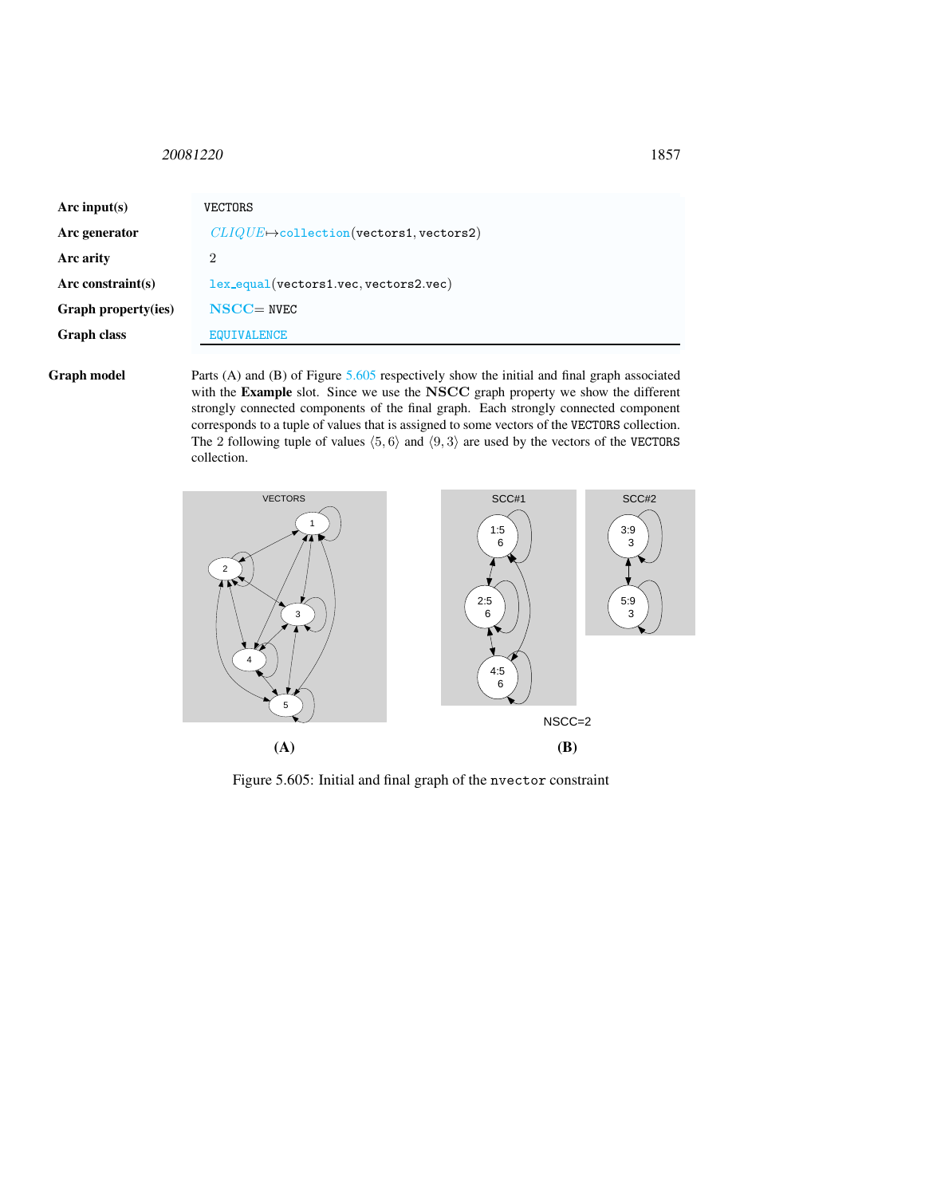| | |
|---|---|
| **Arc input(s)** | VECTORS |
| **Arc generator** | $CLIQUE \mapsto$ collection(vectors1, vectors2) |
| **Arc arity** | 2 |
| **Arc constraint(s)** | lex_equal(vectors1.vec, vectors2.vec) |
| **Graph property(ies)** | **NSCC** = NVEC |
| **Graph class** | EQUIVALENCE |

**Graph model** Parts (A) and (B) of Figure 5.605 respectively show the initial and final graph associated with the **Example** slot. Since we use the **NSCC** graph property we show the different strongly connected components of the final graph. Each strongly connected component corresponds to a tuple of values that is assigned to some vectors of the VECTORS collection. The 2 following tuple of values $\langle 5, 6\rangle$ and $\langle 9, 3\rangle$ are used by the vectors of the VECTORS collection.

VECTORS

1

2

3

4

5

SCC#1

1:5
6

2:5
6

4:5
6

SCC#2

3:9
3

5:9
3

NSCC=2

(A)

(B)

Figure 5.605: Initial and final graph of the nvector constraint